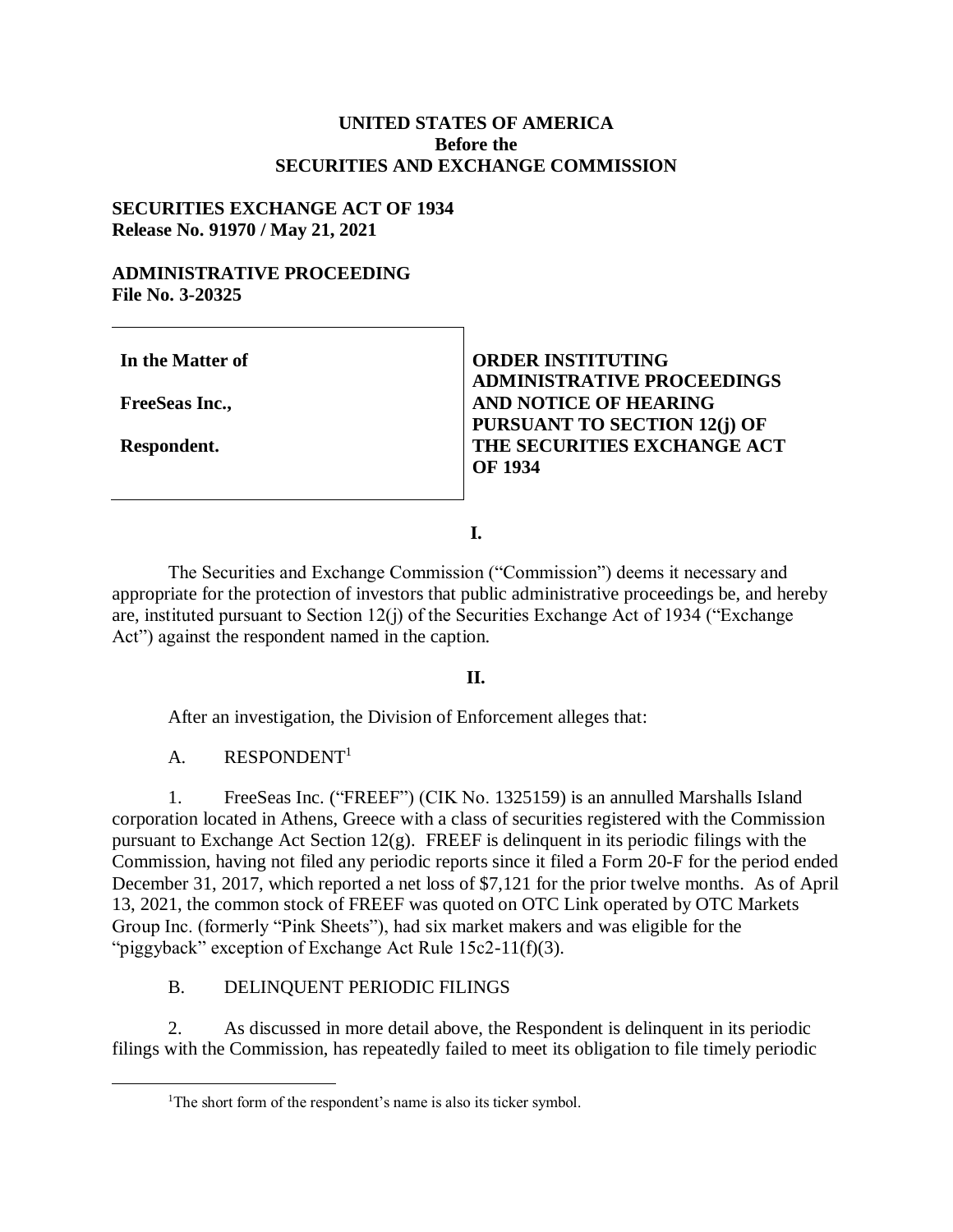**UNITED STATES OF AMERICA**
**Before the**
**SECURITIES AND EXCHANGE COMMISSION**

**SECURITIES EXCHANGE ACT OF 1934**
**Release No. 91970 / May 21, 2021**

**ADMINISTRATIVE PROCEEDING**
**File No. 3-20325**

| | |
|---|---|
| **In the Matter of**<br><br>**FreeSeas Inc.,**<br><br>**Respondent.** | **ORDER INSTITUTING ADMINISTRATIVE PROCEEDINGS AND NOTICE OF HEARING PURSUANT TO SECTION 12(j) OF THE SECURITIES EXCHANGE ACT OF 1934** |

**I.**

The Securities and Exchange Commission ("Commission") deems it necessary and appropriate for the protection of investors that public administrative proceedings be, and hereby are, instituted pursuant to Section 12(j) of the Securities Exchange Act of 1934 ("Exchange Act") against the respondent named in the caption.

**II.**

After an investigation, the Division of Enforcement alleges that:

A. RESPONDENT[1]

1. FreeSeas Inc. ("FREEF") (CIK No. 1325159) is an annulled Marshalls Island corporation located in Athens, Greece with a class of securities registered with the Commission pursuant to Exchange Act Section 12(g). FREEF is delinquent in its periodic filings with the Commission, having not filed any periodic reports since it filed a Form 20-F for the period ended December 31, 2017, which reported a net loss of $7,121 for the prior twelve months. As of April 13, 2021, the common stock of FREEF was quoted on OTC Link operated by OTC Markets Group Inc. (formerly "Pink Sheets"), had six market makers and was eligible for the "piggyback" exception of Exchange Act Rule 15c2-11(f)(3).

B. DELINQUENT PERIODIC FILINGS

2. As discussed in more detail above, the Respondent is delinquent in its periodic filings with the Commission, has repeatedly failed to meet its obligation to file timely periodic

[1] The short form of the respondent's name is also its ticker symbol.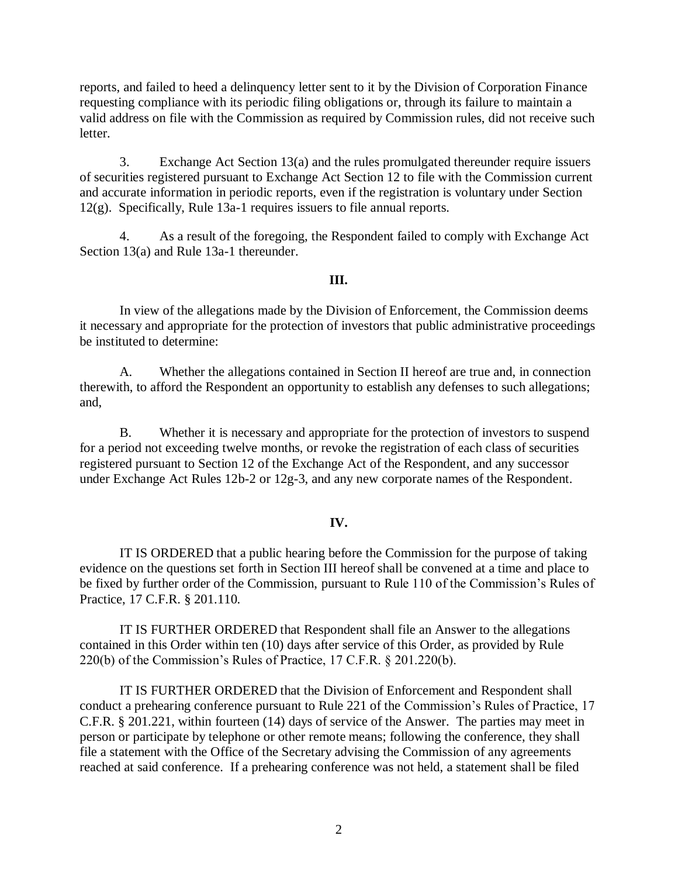reports, and failed to heed a delinquency letter sent to it by the Division of Corporation Finance requesting compliance with its periodic filing obligations or, through its failure to maintain a valid address on file with the Commission as required by Commission rules, did not receive such letter.

3. Exchange Act Section 13(a) and the rules promulgated thereunder require issuers of securities registered pursuant to Exchange Act Section 12 to file with the Commission current and accurate information in periodic reports, even if the registration is voluntary under Section 12(g). Specifically, Rule 13a-1 requires issuers to file annual reports.

4. As a result of the foregoing, the Respondent failed to comply with Exchange Act Section 13(a) and Rule 13a-1 thereunder.

**III.**

In view of the allegations made by the Division of Enforcement, the Commission deems it necessary and appropriate for the protection of investors that public administrative proceedings be instituted to determine:

A. Whether the allegations contained in Section II hereof are true and, in connection therewith, to afford the Respondent an opportunity to establish any defenses to such allegations; and,

B. Whether it is necessary and appropriate for the protection of investors to suspend for a period not exceeding twelve months, or revoke the registration of each class of securities registered pursuant to Section 12 of the Exchange Act of the Respondent, and any successor under Exchange Act Rules 12b-2 or 12g-3, and any new corporate names of the Respondent.

**IV.**

IT IS ORDERED that a public hearing before the Commission for the purpose of taking evidence on the questions set forth in Section III hereof shall be convened at a time and place to be fixed by further order of the Commission, pursuant to Rule 110 of the Commission's Rules of Practice, 17 C.F.R. § 201.110.

IT IS FURTHER ORDERED that Respondent shall file an Answer to the allegations contained in this Order within ten (10) days after service of this Order, as provided by Rule 220(b) of the Commission's Rules of Practice, 17 C.F.R. § 201.220(b).

IT IS FURTHER ORDERED that the Division of Enforcement and Respondent shall conduct a prehearing conference pursuant to Rule 221 of the Commission's Rules of Practice, 17 C.F.R. § 201.221, within fourteen (14) days of service of the Answer. The parties may meet in person or participate by telephone or other remote means; following the conference, they shall file a statement with the Office of the Secretary advising the Commission of any agreements reached at said conference. If a prehearing conference was not held, a statement shall be filed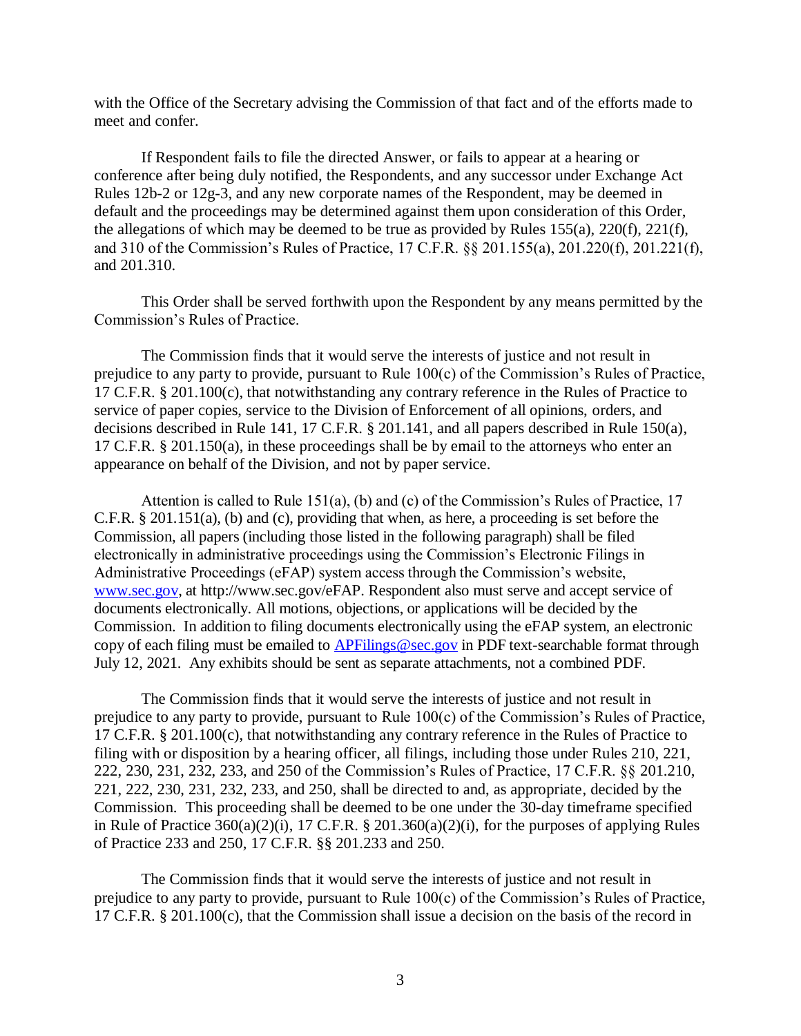with the Office of the Secretary advising the Commission of that fact and of the efforts made to meet and confer.

If Respondent fails to file the directed Answer, or fails to appear at a hearing or conference after being duly notified, the Respondents, and any successor under Exchange Act Rules 12b-2 or 12g-3, and any new corporate names of the Respondent, may be deemed in default and the proceedings may be determined against them upon consideration of this Order, the allegations of which may be deemed to be true as provided by Rules 155(a), 220(f), 221(f), and 310 of the Commission's Rules of Practice, 17 C.F.R. §§ 201.155(a), 201.220(f), 201.221(f), and 201.310.

This Order shall be served forthwith upon the Respondent by any means permitted by the Commission's Rules of Practice.

The Commission finds that it would serve the interests of justice and not result in prejudice to any party to provide, pursuant to Rule 100(c) of the Commission's Rules of Practice, 17 C.F.R. § 201.100(c), that notwithstanding any contrary reference in the Rules of Practice to service of paper copies, service to the Division of Enforcement of all opinions, orders, and decisions described in Rule 141, 17 C.F.R. § 201.141, and all papers described in Rule 150(a), 17 C.F.R. § 201.150(a), in these proceedings shall be by email to the attorneys who enter an appearance on behalf of the Division, and not by paper service.

Attention is called to Rule 151(a), (b) and (c) of the Commission's Rules of Practice, 17 C.F.R. § 201.151(a), (b) and (c), providing that when, as here, a proceeding is set before the Commission, all papers (including those listed in the following paragraph) shall be filed electronically in administrative proceedings using the Commission's Electronic Filings in Administrative Proceedings (eFAP) system access through the Commission's website, www.sec.gov, at http://www.sec.gov/eFAP. Respondent also must serve and accept service of documents electronically. All motions, objections, or applications will be decided by the Commission. In addition to filing documents electronically using the eFAP system, an electronic copy of each filing must be emailed to APFilings@sec.gov in PDF text-searchable format through July 12, 2021. Any exhibits should be sent as separate attachments, not a combined PDF.

The Commission finds that it would serve the interests of justice and not result in prejudice to any party to provide, pursuant to Rule 100(c) of the Commission's Rules of Practice, 17 C.F.R. § 201.100(c), that notwithstanding any contrary reference in the Rules of Practice to filing with or disposition by a hearing officer, all filings, including those under Rules 210, 221, 222, 230, 231, 232, 233, and 250 of the Commission's Rules of Practice, 17 C.F.R. §§ 201.210, 221, 222, 230, 231, 232, 233, and 250, shall be directed to and, as appropriate, decided by the Commission. This proceeding shall be deemed to be one under the 30-day timeframe specified in Rule of Practice 360(a)(2)(i), 17 C.F.R. § 201.360(a)(2)(i), for the purposes of applying Rules of Practice 233 and 250, 17 C.F.R. §§ 201.233 and 250.

The Commission finds that it would serve the interests of justice and not result in prejudice to any party to provide, pursuant to Rule 100(c) of the Commission's Rules of Practice, 17 C.F.R. § 201.100(c), that the Commission shall issue a decision on the basis of the record in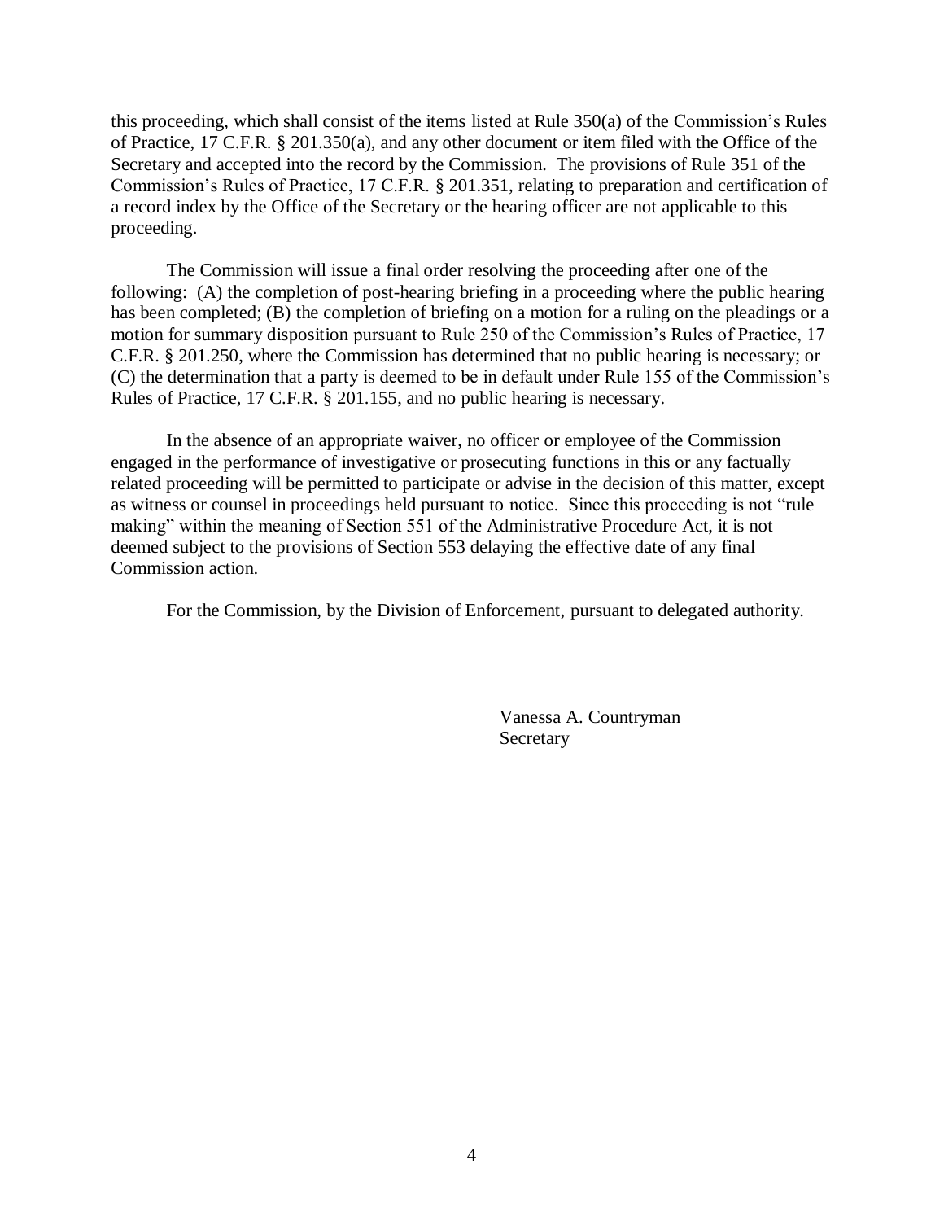this proceeding, which shall consist of the items listed at Rule 350(a) of the Commission's Rules of Practice, 17 C.F.R. § 201.350(a), and any other document or item filed with the Office of the Secretary and accepted into the record by the Commission. The provisions of Rule 351 of the Commission's Rules of Practice, 17 C.F.R. § 201.351, relating to preparation and certification of a record index by the Office of the Secretary or the hearing officer are not applicable to this proceeding.

The Commission will issue a final order resolving the proceeding after one of the following: (A) the completion of post-hearing briefing in a proceeding where the public hearing has been completed; (B) the completion of briefing on a motion for a ruling on the pleadings or a motion for summary disposition pursuant to Rule 250 of the Commission's Rules of Practice, 17 C.F.R. § 201.250, where the Commission has determined that no public hearing is necessary; or (C) the determination that a party is deemed to be in default under Rule 155 of the Commission's Rules of Practice, 17 C.F.R. § 201.155, and no public hearing is necessary.

In the absence of an appropriate waiver, no officer or employee of the Commission engaged in the performance of investigative or prosecuting functions in this or any factually related proceeding will be permitted to participate or advise in the decision of this matter, except as witness or counsel in proceedings held pursuant to notice. Since this proceeding is not "rule making" within the meaning of Section 551 of the Administrative Procedure Act, it is not deemed subject to the provisions of Section 553 delaying the effective date of any final Commission action.

For the Commission, by the Division of Enforcement, pursuant to delegated authority.

Vanessa A. Countryman
Secretary